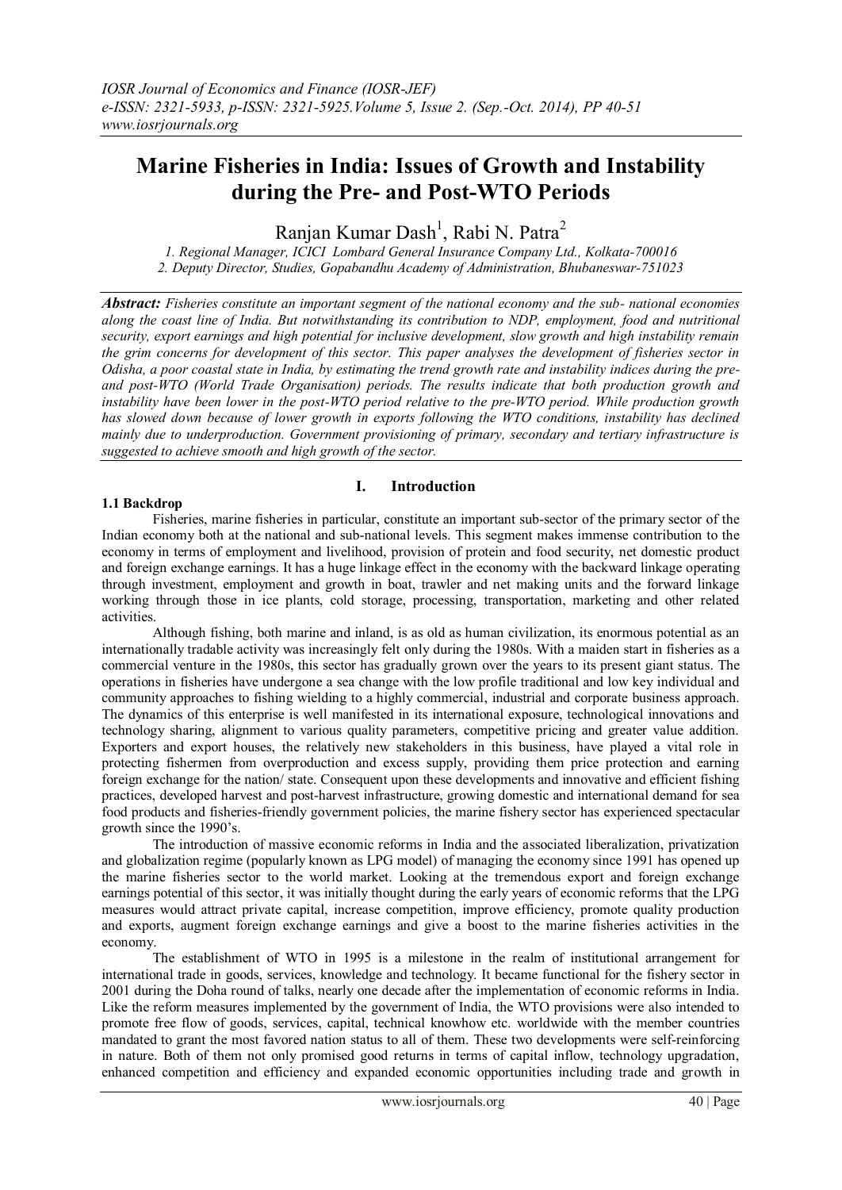# Marine Fisheries in India: Issues of Growth and Instability during the Pre- and Post-WTO Periods

Ranjan Kumar Dash[1], Rabi N. Patra[2]

*1. Regional Manager, ICICI Lombard General Insurance Company Ltd., Kolkata-700016*
*2. Deputy Director, Studies, Gopabandhu Academy of Administration, Bhubaneswar-751023*

***Abstract:*** ***Fisheries constitute an important segment of the national economy and the sub- national economies along the coast line of India. But notwithstanding its contribution to NDP, employment, food and nutritional security, export earnings and high potential for inclusive development, slow growth and high instability remain the grim concerns for development of this sector. This paper analyses the development of fisheries sector in Odisha, a poor coastal state in India, by estimating the trend growth rate and instability indices during the pre- and post-WTO (World Trade Organisation) periods. The results indicate that both production growth and instability have been lower in the post-WTO period relative to the pre-WTO period. While production growth has slowed down because of lower growth in exports following the WTO conditions, instability has declined mainly due to underproduction. Government provisioning of primary, secondary and tertiary infrastructure is suggested to achieve smooth and high growth of the sector.***

## I. Introduction

### 1.1 Backdrop

Fisheries, marine fisheries in particular, constitute an important sub-sector of the primary sector of the Indian economy both at the national and sub-national levels. This segment makes immense contribution to the economy in terms of employment and livelihood, provision of protein and food security, net domestic product and foreign exchange earnings. It has a huge linkage effect in the economy with the backward linkage operating through investment, employment and growth in boat, trawler and net making units and the forward linkage working through those in ice plants, cold storage, processing, transportation, marketing and other related activities.

Although fishing, both marine and inland, is as old as human civilization, its enormous potential as an internationally tradable activity was increasingly felt only during the 1980s. With a maiden start in fisheries as a commercial venture in the 1980s, this sector has gradually grown over the years to its present giant status. The operations in fisheries have undergone a sea change with the low profile traditional and low key individual and community approaches to fishing wielding to a highly commercial, industrial and corporate business approach. The dynamics of this enterprise is well manifested in its international exposure, technological innovations and technology sharing, alignment to various quality parameters, competitive pricing and greater value addition. Exporters and export houses, the relatively new stakeholders in this business, have played a vital role in protecting fishermen from overproduction and excess supply, providing them price protection and earning foreign exchange for the nation/ state. Consequent upon these developments and innovative and efficient fishing practices, developed harvest and post-harvest infrastructure, growing domestic and international demand for sea food products and fisheries-friendly government policies, the marine fishery sector has experienced spectacular growth since the 1990's.

The introduction of massive economic reforms in India and the associated liberalization, privatization and globalization regime (popularly known as LPG model) of managing the economy since 1991 has opened up the marine fisheries sector to the world market. Looking at the tremendous export and foreign exchange earnings potential of this sector, it was initially thought during the early years of economic reforms that the LPG measures would attract private capital, increase competition, improve efficiency, promote quality production and exports, augment foreign exchange earnings and give a boost to the marine fisheries activities in the economy.

The establishment of WTO in 1995 is a milestone in the realm of institutional arrangement for international trade in goods, services, knowledge and technology. It became functional for the fishery sector in 2001 during the Doha round of talks, nearly one decade after the implementation of economic reforms in India. Like the reform measures implemented by the government of India, the WTO provisions were also intended to promote free flow of goods, services, capital, technical knowhow etc. worldwide with the member countries mandated to grant the most favored nation status to all of them. These two developments were self-reinforcing in nature. Both of them not only promised good returns in terms of capital inflow, technology upgradation, enhanced competition and efficiency and expanded economic opportunities including trade and growth in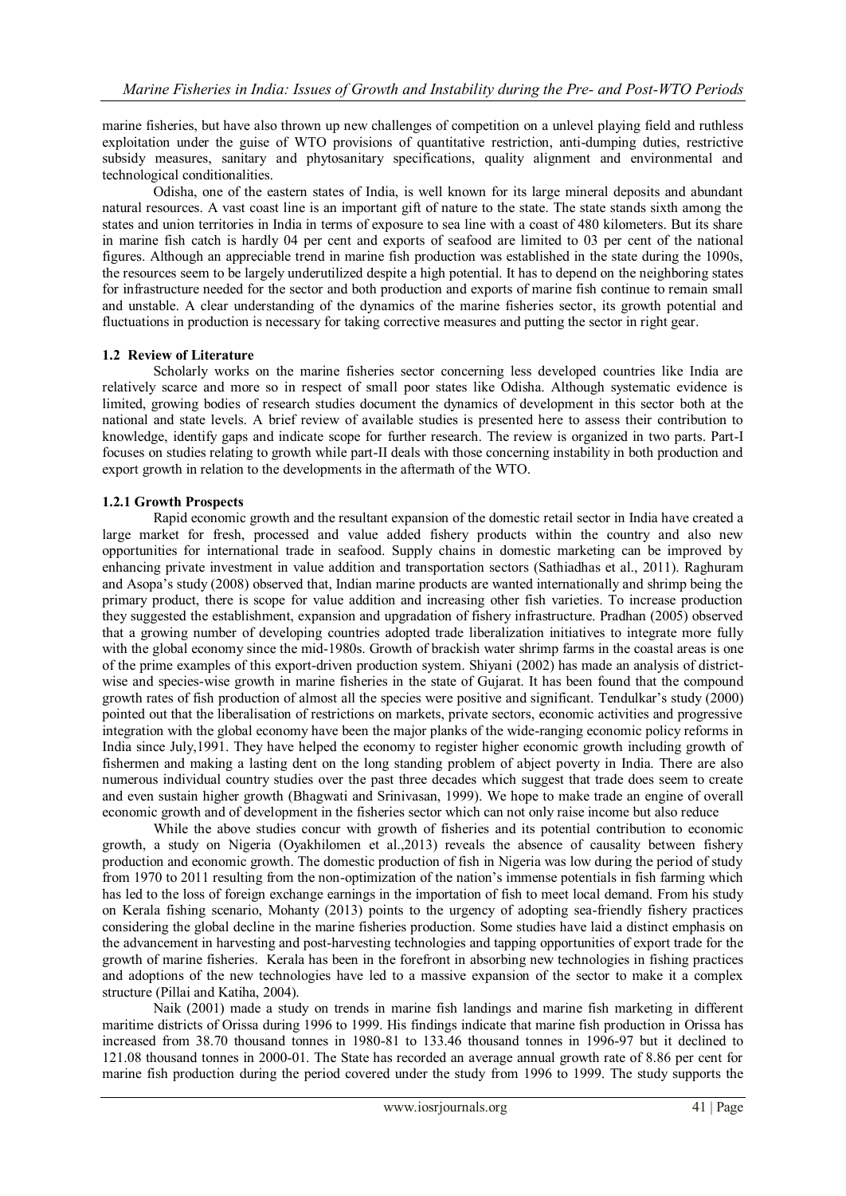marine fisheries, but have also thrown up new challenges of competition on a unlevel playing field and ruthless exploitation under the guise of WTO provisions of quantitative restriction, anti-dumping duties, restrictive subsidy measures, sanitary and phytosanitary specifications, quality alignment and environmental and technological conditionalities.

Odisha, one of the eastern states of India, is well known for its large mineral deposits and abundant natural resources. A vast coast line is an important gift of nature to the state. The state stands sixth among the states and union territories in India in terms of exposure to sea line with a coast of 480 kilometers. But its share in marine fish catch is hardly 04 per cent and exports of seafood are limited to 03 per cent of the national figures. Although an appreciable trend in marine fish production was established in the state during the 1090s, the resources seem to be largely underutilized despite a high potential. It has to depend on the neighboring states for infrastructure needed for the sector and both production and exports of marine fish continue to remain small and unstable. A clear understanding of the dynamics of the marine fisheries sector, its growth potential and fluctuations in production is necessary for taking corrective measures and putting the sector in right gear.

### 1.2 Review of Literature

Scholarly works on the marine fisheries sector concerning less developed countries like India are relatively scarce and more so in respect of small poor states like Odisha. Although systematic evidence is limited, growing bodies of research studies document the dynamics of development in this sector both at the national and state levels. A brief review of available studies is presented here to assess their contribution to knowledge, identify gaps and indicate scope for further research. The review is organized in two parts. Part-I focuses on studies relating to growth while part-II deals with those concerning instability in both production and export growth in relation to the developments in the aftermath of the WTO.

#### 1.2.1 Growth Prospects

Rapid economic growth and the resultant expansion of the domestic retail sector in India have created a large market for fresh, processed and value added fishery products within the country and also new opportunities for international trade in seafood. Supply chains in domestic marketing can be improved by enhancing private investment in value addition and transportation sectors (Sathiadhas et al., 2011). Raghuram and Asopa's study (2008) observed that, Indian marine products are wanted internationally and shrimp being the primary product, there is scope for value addition and increasing other fish varieties. To increase production they suggested the establishment, expansion and upgradation of fishery infrastructure. Pradhan (2005) observed that a growing number of developing countries adopted trade liberalization initiatives to integrate more fully with the global economy since the mid-1980s. Growth of brackish water shrimp farms in the coastal areas is one of the prime examples of this export-driven production system. Shiyani (2002) has made an analysis of district-wise and species-wise growth in marine fisheries in the state of Gujarat. It has been found that the compound growth rates of fish production of almost all the species were positive and significant. Tendulkar's study (2000) pointed out that the liberalisation of restrictions on markets, private sectors, economic activities and progressive integration with the global economy have been the major planks of the wide-ranging economic policy reforms in India since July,1991. They have helped the economy to register higher economic growth including growth of fishermen and making a lasting dent on the long standing problem of abject poverty in India. There are also numerous individual country studies over the past three decades which suggest that trade does seem to create and even sustain higher growth (Bhagwati and Srinivasan, 1999). We hope to make trade an engine of overall economic growth and of development in the fisheries sector which can not only raise income but also reduce

While the above studies concur with growth of fisheries and its potential contribution to economic growth, a study on Nigeria (Oyakhilomen et al.,2013) reveals the absence of causality between fishery production and economic growth. The domestic production of fish in Nigeria was low during the period of study from 1970 to 2011 resulting from the non-optimization of the nation's immense potentials in fish farming which has led to the loss of foreign exchange earnings in the importation of fish to meet local demand. From his study on Kerala fishing scenario, Mohanty (2013) points to the urgency of adopting sea-friendly fishery practices considering the global decline in the marine fisheries production. Some studies have laid a distinct emphasis on the advancement in harvesting and post-harvesting technologies and tapping opportunities of export trade for the growth of marine fisheries. Kerala has been in the forefront in absorbing new technologies in fishing practices and adoptions of the new technologies have led to a massive expansion of the sector to make it a complex structure (Pillai and Katiha, 2004).

Naik (2001) made a study on trends in marine fish landings and marine fish marketing in different maritime districts of Orissa during 1996 to 1999. His findings indicate that marine fish production in Orissa has increased from 38.70 thousand tonnes in 1980-81 to 133.46 thousand tonnes in 1996-97 but it declined to 121.08 thousand tonnes in 2000-01. The State has recorded an average annual growth rate of 8.86 per cent for marine fish production during the period covered under the study from 1996 to 1999. The study supports the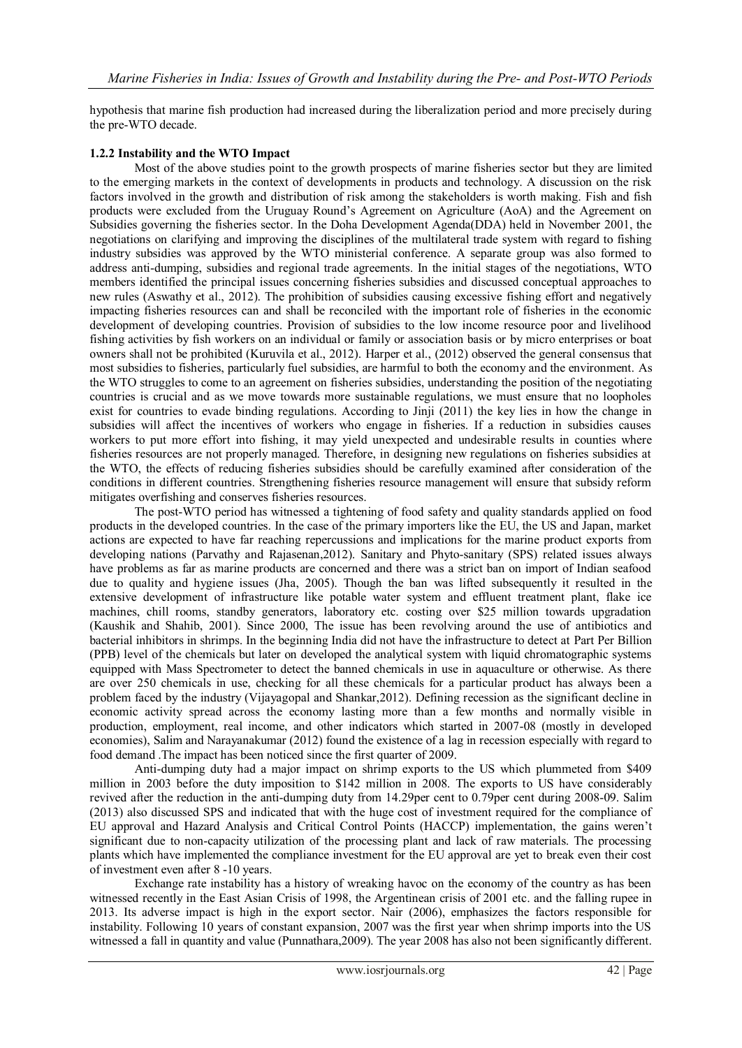hypothesis that marine fish production had increased during the liberalization period and more precisely during the pre-WTO decade.

### 1.2.2 Instability and the WTO Impact

Most of the above studies point to the growth prospects of marine fisheries sector but they are limited to the emerging markets in the context of developments in products and technology. A discussion on the risk factors involved in the growth and distribution of risk among the stakeholders is worth making. Fish and fish products were excluded from the Uruguay Round's Agreement on Agriculture (AoA) and the Agreement on Subsidies governing the fisheries sector. In the Doha Development Agenda(DDA) held in November 2001, the negotiations on clarifying and improving the disciplines of the multilateral trade system with regard to fishing industry subsidies was approved by the WTO ministerial conference. A separate group was also formed to address anti-dumping, subsidies and regional trade agreements. In the initial stages of the negotiations, WTO members identified the principal issues concerning fisheries subsidies and discussed conceptual approaches to new rules (Aswathy et al., 2012). The prohibition of subsidies causing excessive fishing effort and negatively impacting fisheries resources can and shall be reconciled with the important role of fisheries in the economic development of developing countries. Provision of subsidies to the low income resource poor and livelihood fishing activities by fish workers on an individual or family or association basis or by micro enterprises or boat owners shall not be prohibited (Kuruvila et al., 2012). Harper et al., (2012) observed the general consensus that most subsidies to fisheries, particularly fuel subsidies, are harmful to both the economy and the environment. As the WTO struggles to come to an agreement on fisheries subsidies, understanding the position of the negotiating countries is crucial and as we move towards more sustainable regulations, we must ensure that no loopholes exist for countries to evade binding regulations. According to Jinji (2011) the key lies in how the change in subsidies will affect the incentives of workers who engage in fisheries. If a reduction in subsidies causes workers to put more effort into fishing, it may yield unexpected and undesirable results in counties where fisheries resources are not properly managed. Therefore, in designing new regulations on fisheries subsidies at the WTO, the effects of reducing fisheries subsidies should be carefully examined after consideration of the conditions in different countries. Strengthening fisheries resource management will ensure that subsidy reform mitigates overfishing and conserves fisheries resources.

The post-WTO period has witnessed a tightening of food safety and quality standards applied on food products in the developed countries. In the case of the primary importers like the EU, the US and Japan, market actions are expected to have far reaching repercussions and implications for the marine product exports from developing nations (Parvathy and Rajasenan,2012). Sanitary and Phyto-sanitary (SPS) related issues always have problems as far as marine products are concerned and there was a strict ban on import of Indian seafood due to quality and hygiene issues (Jha, 2005). Though the ban was lifted subsequently it resulted in the extensive development of infrastructure like potable water system and effluent treatment plant, flake ice machines, chill rooms, standby generators, laboratory etc. costing over $25 million towards upgradation (Kaushik and Shahib, 2001). Since 2000, The issue has been revolving around the use of antibiotics and bacterial inhibitors in shrimps. In the beginning India did not have the infrastructure to detect at Part Per Billion (PPB) level of the chemicals but later on developed the analytical system with liquid chromatographic systems equipped with Mass Spectrometer to detect the banned chemicals in use in aquaculture or otherwise. As there are over 250 chemicals in use, checking for all these chemicals for a particular product has always been a problem faced by the industry (Vijayagopal and Shankar,2012). Defining recession as the significant decline in economic activity spread across the economy lasting more than a few months and normally visible in production, employment, real income, and other indicators which started in 2007-08 (mostly in developed economies), Salim and Narayanakumar (2012) found the existence of a lag in recession especially with regard to food demand .The impact has been noticed since the first quarter of 2009.

Anti-dumping duty had a major impact on shrimp exports to the US which plummeted from $409 million in 2003 before the duty imposition to $142 million in 2008. The exports to US have considerably revived after the reduction in the anti-dumping duty from 14.29per cent to 0.79per cent during 2008-09. Salim (2013) also discussed SPS and indicated that with the huge cost of investment required for the compliance of EU approval and Hazard Analysis and Critical Control Points (HACCP) implementation, the gains weren't significant due to non-capacity utilization of the processing plant and lack of raw materials. The processing plants which have implemented the compliance investment for the EU approval are yet to break even their cost of investment even after 8 -10 years.

Exchange rate instability has a history of wreaking havoc on the economy of the country as has been witnessed recently in the East Asian Crisis of 1998, the Argentinean crisis of 2001 etc. and the falling rupee in 2013. Its adverse impact is high in the export sector. Nair (2006), emphasizes the factors responsible for instability. Following 10 years of constant expansion, 2007 was the first year when shrimp imports into the US witnessed a fall in quantity and value (Punnathara,2009). The year 2008 has also not been significantly different.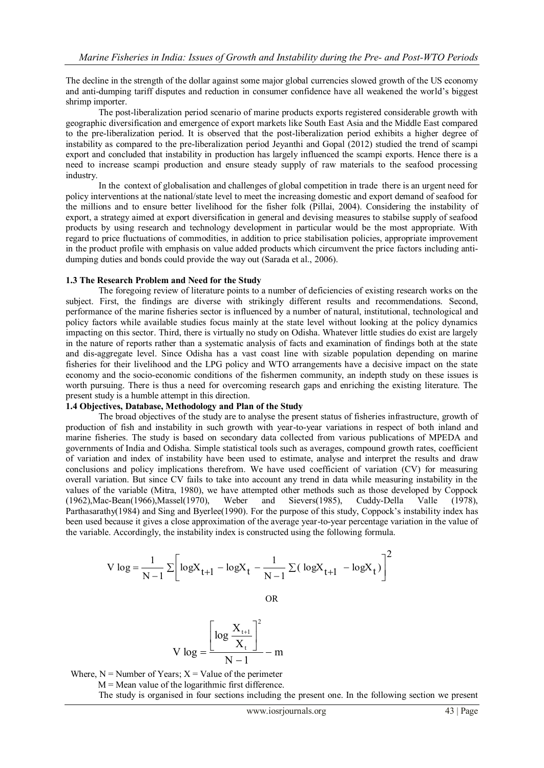The decline in the strength of the dollar against some major global currencies slowed growth of the US economy and anti-dumping tariff disputes and reduction in consumer confidence have all weakened the world's biggest shrimp importer.

The post-liberalization period scenario of marine products exports registered considerable growth with geographic diversification and emergence of export markets like South East Asia and the Middle East compared to the pre-liberalization period. It is observed that the post-liberalization period exhibits a higher degree of instability as compared to the pre-liberalization period Jeyanthi and Gopal (2012) studied the trend of scampi export and concluded that instability in production has largely influenced the scampi exports. Hence there is a need to increase scampi production and ensure steady supply of raw materials to the seafood processing industry.

In the context of globalisation and challenges of global competition in trade there is an urgent need for policy interventions at the national/state level to meet the increasing domestic and export demand of seafood for the millions and to ensure better livelihood for the fisher folk (Pillai, 2004). Considering the instability of export, a strategy aimed at export diversification in general and devising measures to stabilse supply of seafood products by using research and technology development in particular would be the most appropriate. With regard to price fluctuations of commodities, in addition to price stabilisation policies, appropriate improvement in the product profile with emphasis on value added products which circumvent the price factors including anti-dumping duties and bonds could provide the way out (Sarada et al., 2006).

### 1.3 The Research Problem and Need for the Study

The foregoing review of literature points to a number of deficiencies of existing research works on the subject. First, the findings are diverse with strikingly different results and recommendations. Second, performance of the marine fisheries sector is influenced by a number of natural, institutional, technological and policy factors while available studies focus mainly at the state level without looking at the policy dynamics impacting on this sector. Third, there is virtually no study on Odisha. Whatever little studies do exist are largely in the nature of reports rather than a systematic analysis of facts and examination of findings both at the state and dis-aggregate level. Since Odisha has a vast coast line with sizable population depending on marine fisheries for their livelihood and the LPG policy and WTO arrangements have a decisive impact on the state economy and the socio-economic conditions of the fishermen community, an indepth study on these issues is worth pursuing. There is thus a need for overcoming research gaps and enriching the existing literature. The present study is a humble attempt in this direction.

### 1.4 Objectives, Database, Methodology and Plan of the Study

The broad objectives of the study are to analyse the present status of fisheries infrastructure, growth of production of fish and instability in such growth with year-to-year variations in respect of both inland and marine fisheries. The study is based on secondary data collected from various publications of MPEDA and governments of India and Odisha. Simple statistical tools such as averages, compound growth rates, coefficient of variation and index of instability have been used to estimate, analyse and interpret the results and draw conclusions and policy implications therefrom. We have used coefficient of variation (CV) for measuring overall variation. But since CV fails to take into account any trend in data while measuring instability in the values of the variable (Mitra, 1980), we have attempted other methods such as those developed by Coppock (1962),Mac-Bean(1966),Massel(1970), Weber and Sievers(1985), Cuddy-Della Valle (1978), Parthasarathy(1984) and Sing and Byerlee(1990). For the purpose of this study, Coppock's instability index has been used because it gives a close approximation of the average year-to-year percentage variation in the value of the variable. Accordingly, the instability index is constructed using the following formula.

$$V \log = \frac{1}{N-1} \sum \left[ \log X_{t+1} - \log X_t - \frac{1}{N-1} \sum ( \log X_{t+1} - \log X_t ) \right]^2$$

OR

$$V \log = \frac{\left[ \log \dfrac{X_{t+1}}{X_t} \right]^2}{N-1} - m$$

Where, N = Number of Years; X = Value of the perimeter

M = Mean value of the logarithmic first difference.

The study is organised in four sections including the present one. In the following section we present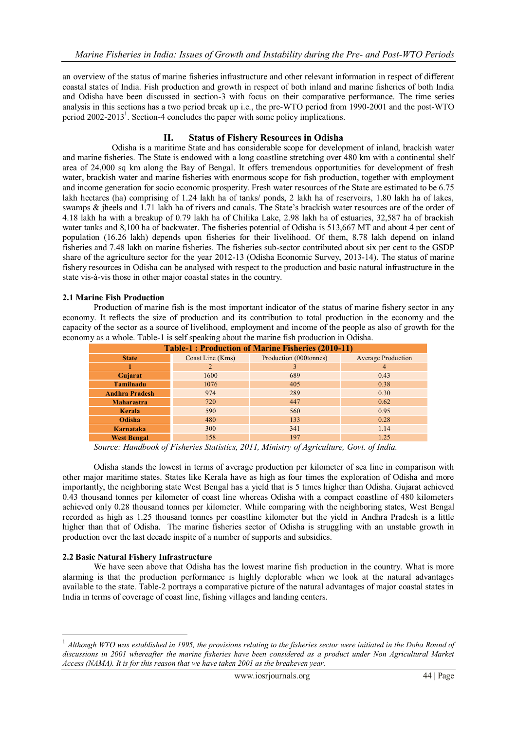an overview of the status of marine fisheries infrastructure and other relevant information in respect of different coastal states of India. Fish production and growth in respect of both inland and marine fisheries of both India and Odisha have been discussed in section-3 with focus on their comparative performance. The time series analysis in this sections has a two period break up i.e., the pre-WTO period from 1990-2001 and the post-WTO period 2002-2013[1]. Section-4 concludes the paper with some policy implications.

## II. Status of Fishery Resources in Odisha

Odisha is a maritime State and has considerable scope for development of inland, brackish water and marine fisheries. The State is endowed with a long coastline stretching over 480 km with a continental shelf area of 24,000 sq km along the Bay of Bengal. It offers tremendous opportunities for development of fresh water, brackish water and marine fisheries with enormous scope for fish production, together with employment and income generation for socio economic prosperity. Fresh water resources of the State are estimated to be 6.75 lakh hectares (ha) comprising of 1.24 lakh ha of tanks/ ponds, 2 lakh ha of reservoirs, 1.80 lakh ha of lakes, swamps & jheels and 1.71 lakh ha of rivers and canals. The State's brackish water resources are of the order of 4.18 lakh ha with a breakup of 0.79 lakh ha of Chilika Lake, 2.98 lakh ha of estuaries, 32,587 ha of brackish water tanks and 8,100 ha of backwater. The fisheries potential of Odisha is 513,667 MT and about 4 per cent of population (16.26 lakh) depends upon fisheries for their livelihood. Of them, 8.78 lakh depend on inland fisheries and 7.48 lakh on marine fisheries. The fisheries sub-sector contributed about six per cent to the GSDP share of the agriculture sector for the year 2012-13 (Odisha Economic Survey, 2013-14). The status of marine fishery resources in Odisha can be analysed with respect to the production and basic natural infrastructure in the state vis-à-vis those in other major coastal states in the country.

### 2.1 Marine Fish Production

Production of marine fish is the most important indicator of the status of marine fishery sector in any economy. It reflects the size of production and its contribution to total production in the economy and the capacity of the sector as a source of livelihood, employment and income of the people as also of growth for the economy as a whole. Table-1 is self speaking about the marine fish production in Odisha.

**Table-1 : Production of Marine Fisheries (2010-11)**

| State | Coast Line (Kms) | Production (000tonnes) | Average Production |
|---|---|---|---|
| 1 | 2 | 3 | 4 |
| Gujarat | 1600 | 689 | 0.43 |
| Tamilnadu | 1076 | 405 | 0.38 |
| Andhra Pradesh | 974 | 289 | 0.30 |
| Maharastra | 720 | 447 | 0.62 |
| Kerala | 590 | 560 | 0.95 |
| Odisha | 480 | 133 | 0.28 |
| Karnataka | 300 | 341 | 1.14 |
| West Bengal | 158 | 197 | 1.25 |

*Source: Handbook of Fisheries Statistics, 2011, Ministry of Agriculture, Govt. of India.*

Odisha stands the lowest in terms of average production per kilometer of sea line in comparison with other major maritime states. States like Kerala have as high as four times the exploration of Odisha and more importantly, the neighboring state West Bengal has a yield that is 5 times higher than Odisha. Gujarat achieved 0.43 thousand tonnes per kilometer of coast line whereas Odisha with a compact coastline of 480 kilometers achieved only 0.28 thousand tonnes per kilometer. While comparing with the neighboring states, West Bengal recorded as high as 1.25 thousand tonnes per coastline kilometer but the yield in Andhra Pradesh is a little higher than that of Odisha. The marine fisheries sector of Odisha is struggling with an unstable growth in production over the last decade inspite of a number of supports and subsidies.

### 2.2 Basic Natural Fishery Infrastructure

We have seen above that Odisha has the lowest marine fish production in the country. What is more alarming is that the production performance is highly deplorable when we look at the natural advantages available to the state. Table-2 portrays a comparative picture of the natural advantages of major coastal states in India in terms of coverage of coast line, fishing villages and landing centers.

---

[1] *Although WTO was established in 1995, the provisions relating to the fisheries sector were initiated in the Doha Round of discussions in 2001 whereafter the marine fisheries have been considered as a product under Non Agricultural Market Access (NAMA). It is for this reason that we have taken 2001 as the breakeven year.*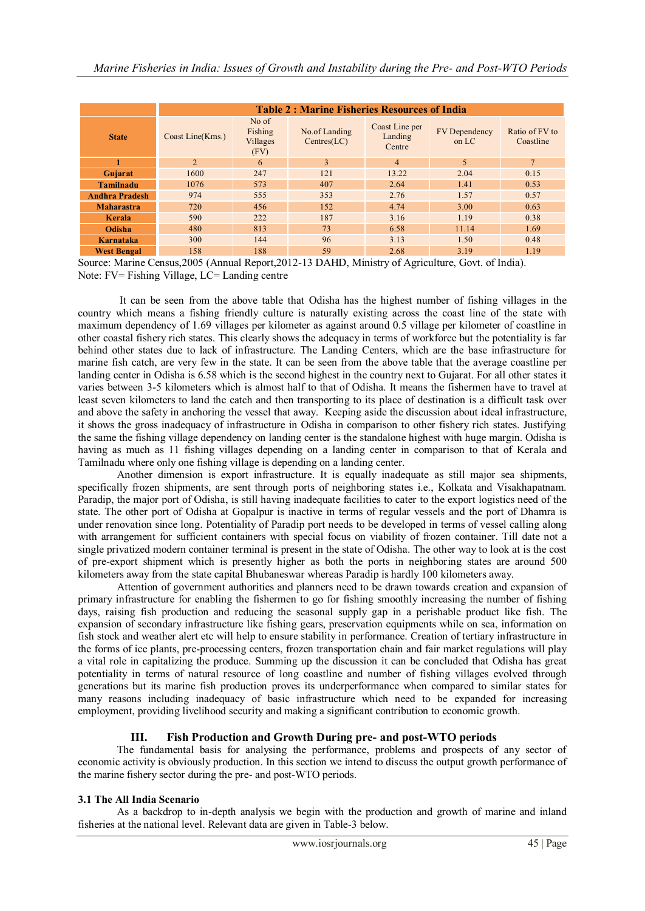| State | Table 2 : Marine Fisheries Resources of India | | | | | |
|---|---|---|---|---|---|---|
| | Coast Line(Kms.) | No of Fishing Villages (FV) | No.of Landing Centres(LC) | Coast Line per Landing Centre | FV Dependency on LC | Ratio of FV to Coastline |
| 1 | 2 | 6 | 3 | 4 | 5 | 7 |
| **Gujarat** | 1600 | 247 | 121 | 13.22 | 2.04 | 0.15 |
| **Tamilnadu** | 1076 | 573 | 407 | 2.64 | 1.41 | 0.53 |
| **Andhra Pradesh** | 974 | 555 | 353 | 2.76 | 1.57 | 0.57 |
| **Maharastra** | 720 | 456 | 152 | 4.74 | 3.00 | 0.63 |
| **Kerala** | 590 | 222 | 187 | 3.16 | 1.19 | 0.38 |
| **Odisha** | 480 | 813 | 73 | 6.58 | 11.14 | 1.69 |
| **Karnataka** | 300 | 144 | 96 | 3.13 | 1.50 | 0.48 |
| **West Bengal** | 158 | 188 | 59 | 2.68 | 3.19 | 1.19 |

Source: Marine Census,2005 (Annual Report,2012-13 DAHD, Ministry of Agriculture, Govt. of India).
Note: FV= Fishing Village, LC= Landing centre

It can be seen from the above table that Odisha has the highest number of fishing villages in the country which means a fishing friendly culture is naturally existing across the coast line of the state with maximum dependency of 1.69 villages per kilometer as against around 0.5 village per kilometer of coastline in other coastal fishery rich states. This clearly shows the adequacy in terms of workforce but the potentiality is far behind other states due to lack of infrastructure. The Landing Centers, which are the base infrastructure for marine fish catch, are very few in the state. It can be seen from the above table that the average coastline per landing center in Odisha is 6.58 which is the second highest in the country next to Gujarat. For all other states it varies between 3-5 kilometers which is almost half to that of Odisha. It means the fishermen have to travel at least seven kilometers to land the catch and then transporting to its place of destination is a difficult task over and above the safety in anchoring the vessel that away. Keeping aside the discussion about ideal infrastructure, it shows the gross inadequacy of infrastructure in Odisha in comparison to other fishery rich states. Justifying the same the fishing village dependency on landing center is the standalone highest with huge margin. Odisha is having as much as 11 fishing villages depending on a landing center in comparison to that of Kerala and Tamilnadu where only one fishing village is depending on a landing center.

Another dimension is export infrastructure. It is equally inadequate as still major sea shipments, specifically frozen shipments, are sent through ports of neighboring states i.e., Kolkata and Visakhapatnam. Paradip, the major port of Odisha, is still having inadequate facilities to cater to the export logistics need of the state. The other port of Odisha at Gopalpur is inactive in terms of regular vessels and the port of Dhamra is under renovation since long. Potentiality of Paradip port needs to be developed in terms of vessel calling along with arrangement for sufficient containers with special focus on viability of frozen container. Till date not a single privatized modern container terminal is present in the state of Odisha. The other way to look at is the cost of pre-export shipment which is presently higher as both the ports in neighboring states are around 500 kilometers away from the state capital Bhubaneswar whereas Paradip is hardly 100 kilometers away.

Attention of government authorities and planners need to be drawn towards creation and expansion of primary infrastructure for enabling the fishermen to go for fishing smoothly increasing the number of fishing days, raising fish production and reducing the seasonal supply gap in a perishable product like fish. The expansion of secondary infrastructure like fishing gears, preservation equipments while on sea, information on fish stock and weather alert etc will help to ensure stability in performance. Creation of tertiary infrastructure in the forms of ice plants, pre-processing centers, frozen transportation chain and fair market regulations will play a vital role in capitalizing the produce. Summing up the discussion it can be concluded that Odisha has great potentiality in terms of natural resource of long coastline and number of fishing villages evolved through generations but its marine fish production proves its underperformance when compared to similar states for many reasons including inadequacy of basic infrastructure which need to be expanded for increasing employment, providing livelihood security and making a significant contribution to economic growth.

## III. Fish Production and Growth During pre- and post-WTO periods

The fundamental basis for analysing the performance, problems and prospects of any sector of economic activity is obviously production. In this section we intend to discuss the output growth performance of the marine fishery sector during the pre- and post-WTO periods.

### 3.1 The All India Scenario

As a backdrop to in-depth analysis we begin with the production and growth of marine and inland fisheries at the national level. Relevant data are given in Table-3 below.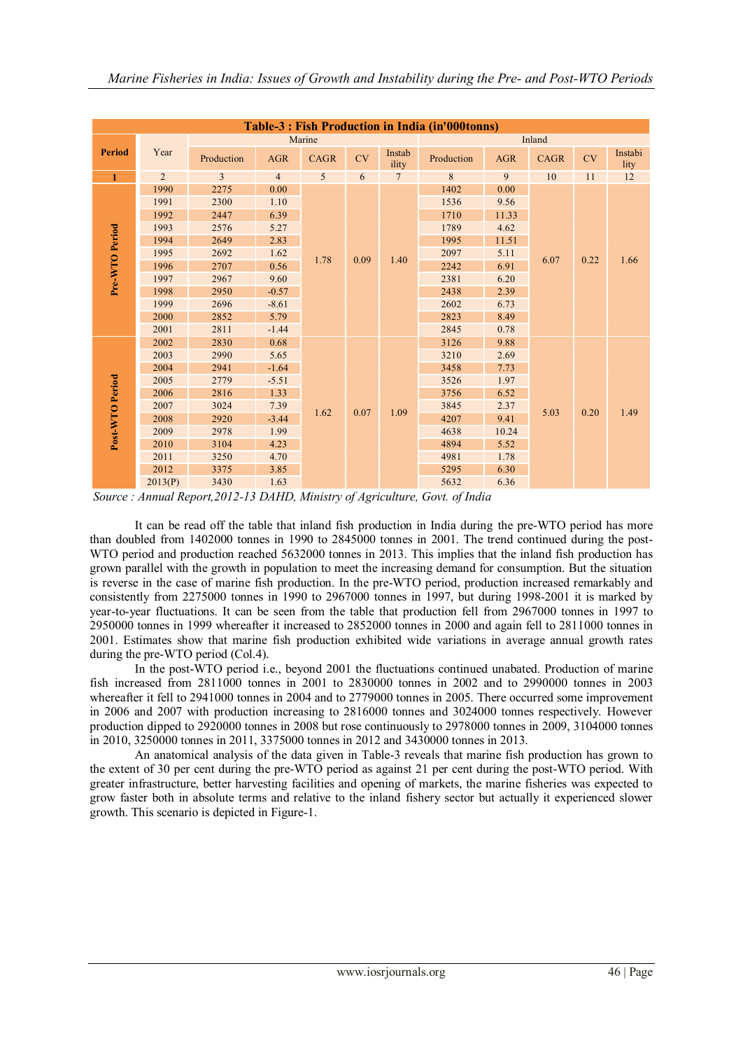**Table-3 : Fish Production in India (in'000tonns)**

| Period | Year | Marine | | | | | Inland | | | | |
|---|---|---|---|---|---|---|---|---|---|---|---|
| | | Production | AGR | CAGR | CV | Instability | Production | AGR | CAGR | CV | Instability |
| 1 | 2 | 3 | 4 | 5 | 6 | 7 | 8 | 9 | 10 | 11 | 12 |
| Pre-WTO Period | 1990 | 2275 | 0.00 | 1.78 | 0.09 | 1.40 | 1402 | 0.00 | 6.07 | 0.22 | 1.66 |
| | 1991 | 2300 | 1.10 | | | | 1536 | 9.56 | | | |
| | 1992 | 2447 | 6.39 | | | | 1710 | 11.33 | | | |
| | 1993 | 2576 | 5.27 | | | | 1789 | 4.62 | | | |
| | 1994 | 2649 | 2.83 | | | | 1995 | 11.51 | | | |
| | 1995 | 2692 | 1.62 | | | | 2097 | 5.11 | | | |
| | 1996 | 2707 | 0.56 | | | | 2242 | 6.91 | | | |
| | 1997 | 2967 | 9.60 | | | | 2381 | 6.20 | | | |
| | 1998 | 2950 | -0.57 | | | | 2438 | 2.39 | | | |
| | 1999 | 2696 | -8.61 | | | | 2602 | 6.73 | | | |
| | 2000 | 2852 | 5.79 | | | | 2823 | 8.49 | | | |
| | 2001 | 2811 | -1.44 | | | | 2845 | 0.78 | | | |
| Post-WTO Period | 2002 | 2830 | 0.68 | 1.62 | 0.07 | 1.09 | 3126 | 9.88 | 5.03 | 0.20 | 1.49 |
| | 2003 | 2990 | 5.65 | | | | 3210 | 2.69 | | | |
| | 2004 | 2941 | -1.64 | | | | 3458 | 7.73 | | | |
| | 2005 | 2779 | -5.51 | | | | 3526 | 1.97 | | | |
| | 2006 | 2816 | 1.33 | | | | 3756 | 6.52 | | | |
| | 2007 | 3024 | 7.39 | | | | 3845 | 2.37 | | | |
| | 2008 | 2920 | -3.44 | | | | 4207 | 9.41 | | | |
| | 2009 | 2978 | 1.99 | | | | 4638 | 10.24 | | | |
| | 2010 | 3104 | 4.23 | | | | 4894 | 5.52 | | | |
| | 2011 | 3250 | 4.70 | | | | 4981 | 1.78 | | | |
| | 2012 | 3375 | 3.85 | | | | 5295 | 6.30 | | | |
| | 2013(P) | 3430 | 1.63 | | | | 5632 | 6.36 | | | |

*Source : Annual Report,2012-13 DAHD, Ministry of Agriculture, Govt. of India*

It can be read off the table that inland fish production in India during the pre-WTO period has more than doubled from 1402000 tonnes in 1990 to 2845000 tonnes in 2001. The trend continued during the post-WTO period and production reached 5632000 tonnes in 2013. This implies that the inland fish production has grown parallel with the growth in population to meet the increasing demand for consumption. But the situation is reverse in the case of marine fish production. In the pre-WTO period, production increased remarkably and consistently from 2275000 tonnes in 1990 to 2967000 tonnes in 1997, but during 1998-2001 it is marked by year-to-year fluctuations. It can be seen from the table that production fell from 2967000 tonnes in 1997 to 2950000 tonnes in 1999 whereafter it increased to 2852000 tonnes in 2000 and again fell to 2811000 tonnes in 2001. Estimates show that marine fish production exhibited wide variations in average annual growth rates during the pre-WTO period (Col.4).

In the post-WTO period i.e., beyond 2001 the fluctuations continued unabated. Production of marine fish increased from 2811000 tonnes in 2001 to 2830000 tonnes in 2002 and to 2990000 tonnes in 2003 whereafter it fell to 2941000 tonnes in 2004 and to 2779000 tonnes in 2005. There occurred some improvement in 2006 and 2007 with production increasing to 2816000 tonnes and 3024000 tonnes respectively. However production dipped to 2920000 tonnes in 2008 but rose continuously to 2978000 tonnes in 2009, 3104000 tonnes in 2010, 3250000 tonnes in 2011, 3375000 tonnes in 2012 and 3430000 tonnes in 2013.

An anatomical analysis of the data given in Table-3 reveals that marine fish production has grown to the extent of 30 per cent during the pre-WTO period as against 21 per cent during the post-WTO period. With greater infrastructure, better harvesting facilities and opening of markets, the marine fisheries was expected to grow faster both in absolute terms and relative to the inland fishery sector but actually it experienced slower growth. This scenario is depicted in Figure-1.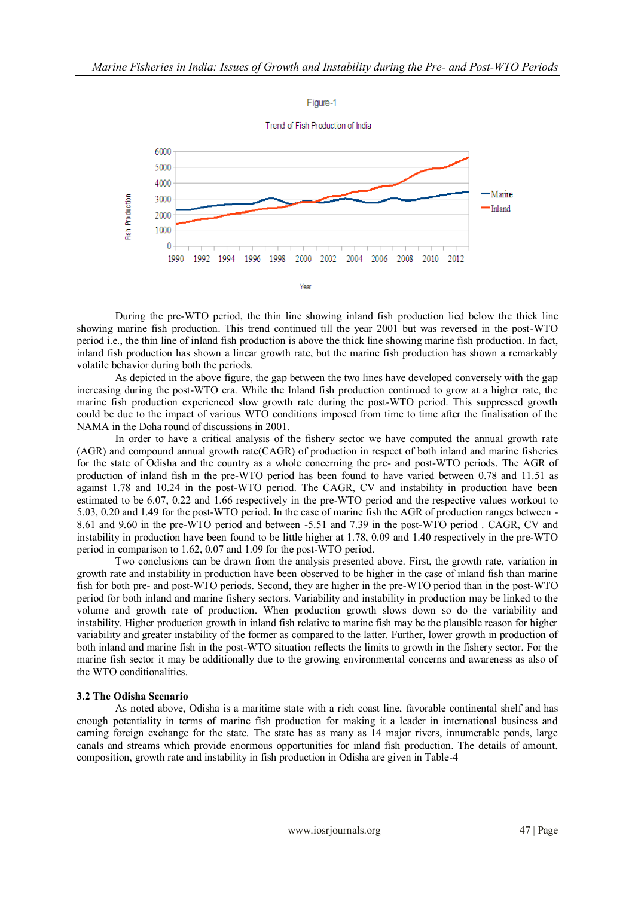Figure-1

Trend of Fish Production of India

During the pre-WTO period, the thin line showing inland fish production lied below the thick line showing marine fish production. This trend continued till the year 2001 but was reversed in the post-WTO period i.e., the thin line of inland fish production is above the thick line showing marine fish production. In fact, inland fish production has shown a linear growth rate, but the marine fish production has shown a remarkably volatile behavior during both the periods.

As depicted in the above figure, the gap between the two lines have developed conversely with the gap increasing during the post-WTO era. While the Inland fish production continued to grow at a higher rate, the marine fish production experienced slow growth rate during the post-WTO period. This suppressed growth could be due to the impact of various WTO conditions imposed from time to time after the finalisation of the NAMA in the Doha round of discussions in 2001.

In order to have a critical analysis of the fishery sector we have computed the annual growth rate (AGR) and compound annual growth rate(CAGR) of production in respect of both inland and marine fisheries for the state of Odisha and the country as a whole concerning the pre- and post-WTO periods. The AGR of production of inland fish in the pre-WTO period has been found to have varied between 0.78 and 11.51 as against 1.78 and 10.24 in the post-WTO period. The CAGR, CV and instability in production have been estimated to be 6.07, 0.22 and 1.66 respectively in the pre-WTO period and the respective values workout to 5.03, 0.20 and 1.49 for the post-WTO period. In the case of marine fish the AGR of production ranges between -8.61 and 9.60 in the pre-WTO period and between -5.51 and 7.39 in the post-WTO period . CAGR, CV and instability in production have been found to be little higher at 1.78, 0.09 and 1.40 respectively in the pre-WTO period in comparison to 1.62, 0.07 and 1.09 for the post-WTO period.

Two conclusions can be drawn from the analysis presented above. First, the growth rate, variation in growth rate and instability in production have been observed to be higher in the case of inland fish than marine fish for both pre- and post-WTO periods. Second, they are higher in the pre-WTO period than in the post-WTO period for both inland and marine fishery sectors. Variability and instability in production may be linked to the volume and growth rate of production. When production growth slows down so do the variability and instability. Higher production growth in inland fish relative to marine fish may be the plausible reason for higher variability and greater instability of the former as compared to the latter. Further, lower growth in production of both inland and marine fish in the post-WTO situation reflects the limits to growth in the fishery sector. For the marine fish sector it may be additionally due to the growing environmental concerns and awareness as also of the WTO conditionalities.

### 3.2 The Odisha Scenario

As noted above, Odisha is a maritime state with a rich coast line, favorable continental shelf and has enough potentiality in terms of marine fish production for making it a leader in international business and earning foreign exchange for the state. The state has as many as 14 major rivers, innumerable ponds, large canals and streams which provide enormous opportunities for inland fish production. The details of amount, composition, growth rate and instability in fish production in Odisha are given in Table-4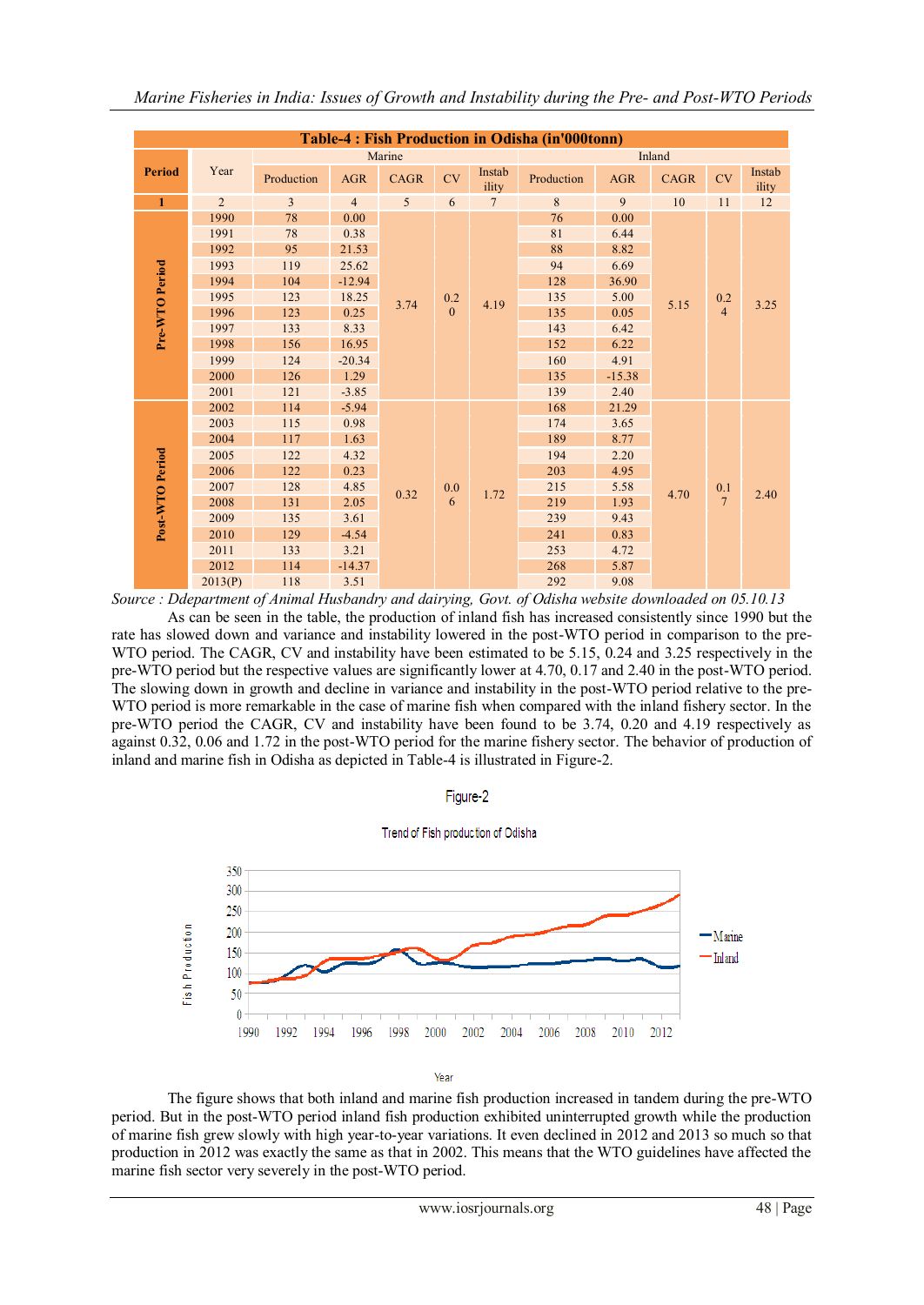**Table-4 : Fish Production in Odisha (in'000tonn)**

| Period | Year | Marine | | | | | Inland | | | | |
|---|---|---|---|---|---|---|---|---|---|---|---|
| | | Production | AGR | CAGR | CV | Instability | Production | AGR | CAGR | CV | Instability |
| 1 | 2 | 3 | 4 | 5 | 6 | 7 | 8 | 9 | 10 | 11 | 12 |
| Pre-WTO Period | 1990 | 78 | 0.00 | 3.74 | 0.20 | 4.19 | 76 | 0.00 | 5.15 | 0.24 | 3.25 |
| | 1991 | 78 | 0.38 | | | | 81 | 6.44 | | | |
| | 1992 | 95 | 21.53 | | | | 88 | 8.82 | | | |
| | 1993 | 119 | 25.62 | | | | 94 | 6.69 | | | |
| | 1994 | 104 | -12.94 | | | | 128 | 36.90 | | | |
| | 1995 | 123 | 18.25 | | | | 135 | 5.00 | | | |
| | 1996 | 123 | 0.25 | | | | 135 | 0.05 | | | |
| | 1997 | 133 | 8.33 | | | | 143 | 6.42 | | | |
| | 1998 | 156 | 16.95 | | | | 152 | 6.22 | | | |
| | 1999 | 124 | -20.34 | | | | 160 | 4.91 | | | |
| | 2000 | 126 | 1.29 | | | | 135 | -15.38 | | | |
| | 2001 | 121 | -3.85 | | | | 139 | 2.40 | | | |
| Post-WTO Period | 2002 | 114 | -5.94 | 0.32 | 0.06 | 1.72 | 168 | 21.29 | 4.70 | 0.17 | 2.40 |
| | 2003 | 115 | 0.98 | | | | 174 | 3.65 | | | |
| | 2004 | 117 | 1.63 | | | | 189 | 8.77 | | | |
| | 2005 | 122 | 4.32 | | | | 194 | 2.20 | | | |
| | 2006 | 122 | 0.23 | | | | 203 | 4.95 | | | |
| | 2007 | 128 | 4.85 | | | | 215 | 5.58 | | | |
| | 2008 | 131 | 2.05 | | | | 219 | 1.93 | | | |
| | 2009 | 135 | 3.61 | | | | 239 | 9.43 | | | |
| | 2010 | 129 | -4.54 | | | | 241 | 0.83 | | | |
| | 2011 | 133 | 3.21 | | | | 253 | 4.72 | | | |
| | 2012 | 114 | -14.37 | | | | 268 | 5.87 | | | |
| | 2013(P) | 118 | 3.51 | | | | 292 | 9.08 | | | |

*Source : Ddepartment of Animal Husbandry and dairying, Govt. of Odisha website downloaded on 05.10.13*

As can be seen in the table, the production of inland fish has increased consistently since 1990 but the rate has slowed down and variance and instability lowered in the post-WTO period in comparison to the pre-WTO period. The CAGR, CV and instability have been estimated to be 5.15, 0.24 and 3.25 respectively in the pre-WTO period but the respective values are significantly lower at 4.70, 0.17 and 2.40 in the post-WTO period. The slowing down in growth and decline in variance and instability in the post-WTO period relative to the pre-WTO period is more remarkable in the case of marine fish when compared with the inland fishery sector. In the pre-WTO period the CAGR, CV and instability have been found to be 3.74, 0.20 and 4.19 respectively as against 0.32, 0.06 and 1.72 in the post-WTO period for the marine fishery sector. The behavior of production of inland and marine fish in Odisha as depicted in Table-4 is illustrated in Figure-2.

Figure-2

Trend of Fish production of Odisha

The figure shows that both inland and marine fish production increased in tandem during the pre-WTO period. But in the post-WTO period inland fish production exhibited uninterrupted growth while the production of marine fish grew slowly with high year-to-year variations. It even declined in 2012 and 2013 so much so that production in 2012 was exactly the same as that in 2002. This means that the WTO guidelines have affected the marine fish sector very severely in the post-WTO period.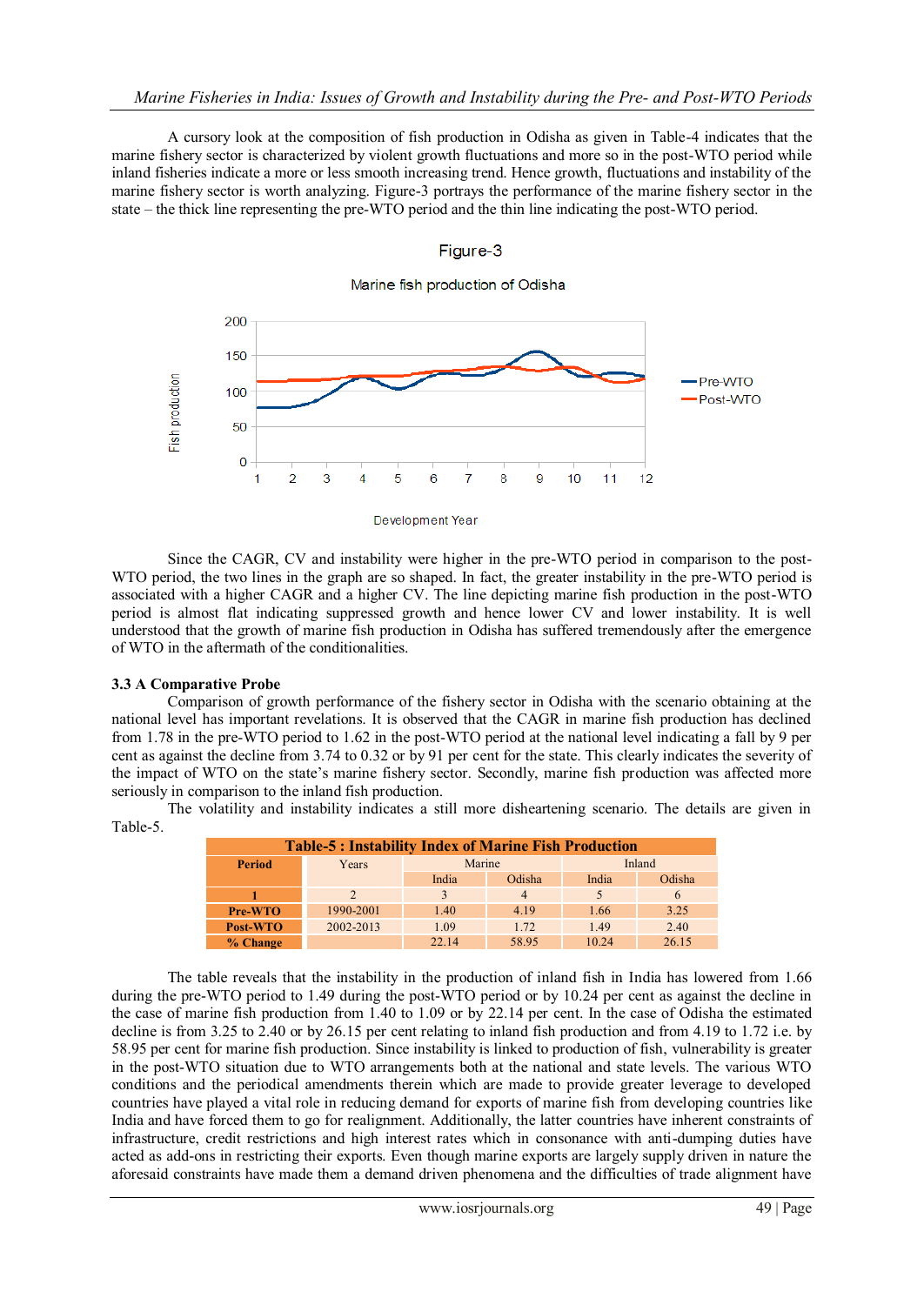A cursory look at the composition of fish production in Odisha as given in Table-4 indicates that the marine fishery sector is characterized by violent growth fluctuations and more so in the post-WTO period while inland fisheries indicate a more or less smooth increasing trend. Hence growth, fluctuations and instability of the marine fishery sector is worth analyzing. Figure-3 portrays the performance of the marine fishery sector in the state – the thick line representing the pre-WTO period and the thin line indicating the post-WTO period.

Figure-3

Marine fish production of Odisha

Since the CAGR, CV and instability were higher in the pre-WTO period in comparison to the post-WTO period, the two lines in the graph are so shaped. In fact, the greater instability in the pre-WTO period is associated with a higher CAGR and a higher CV. The line depicting marine fish production in the post-WTO period is almost flat indicating suppressed growth and hence lower CV and lower instability. It is well understood that the growth of marine fish production in Odisha has suffered tremendously after the emergence of WTO in the aftermath of the conditionalities.

### 3.3 A Comparative Probe

Comparison of growth performance of the fishery sector in Odisha with the scenario obtaining at the national level has important revelations. It is observed that the CAGR in marine fish production has declined from 1.78 in the pre-WTO period to 1.62 in the post-WTO period at the national level indicating a fall by 9 per cent as against the decline from 3.74 to 0.32 or by 91 per cent for the state. This clearly indicates the severity of the impact of WTO on the state's marine fishery sector. Secondly, marine fish production was affected more seriously in comparison to the inland fish production.

The volatility and instability indicates a still more disheartening scenario. The details are given in Table-5.

**Table-5 : Instability Index of Marine Fish Production**

| Period | Years | Marine | | Inland | |
|---|---|---|---|---|---|
| | | India | Odisha | India | Odisha |
| 1 | 2 | 3 | 4 | 5 | 6 |
| Pre-WTO | 1990-2001 | 1.40 | 4.19 | 1.66 | 3.25 |
| Post-WTO | 2002-2013 | 1.09 | 1.72 | 1.49 | 2.40 |
| % Change | | 22.14 | 58.95 | 10.24 | 26.15 |

The table reveals that the instability in the production of inland fish in India has lowered from 1.66 during the pre-WTO period to 1.49 during the post-WTO period or by 10.24 per cent as against the decline in the case of marine fish production from 1.40 to 1.09 or by 22.14 per cent. In the case of Odisha the estimated decline is from 3.25 to 2.40 or by 26.15 per cent relating to inland fish production and from 4.19 to 1.72 i.e. by 58.95 per cent for marine fish production. Since instability is linked to production of fish, vulnerability is greater in the post-WTO situation due to WTO arrangements both at the national and state levels. The various WTO conditions and the periodical amendments therein which are made to provide greater leverage to developed countries have played a vital role in reducing demand for exports of marine fish from developing countries like India and have forced them to go for realignment. Additionally, the latter countries have inherent constraints of infrastructure, credit restrictions and high interest rates which in consonance with anti-dumping duties have acted as add-ons in restricting their exports. Even though marine exports are largely supply driven in nature the aforesaid constraints have made them a demand driven phenomena and the difficulties of trade alignment have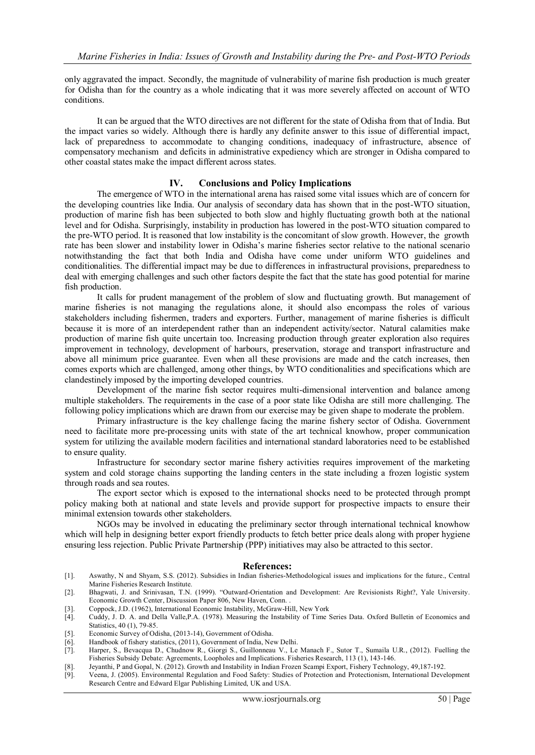only aggravated the impact. Secondly, the magnitude of vulnerability of marine fish production is much greater for Odisha than for the country as a whole indicating that it was more severely affected on account of WTO conditions.

It can be argued that the WTO directives are not different for the state of Odisha from that of India. But the impact varies so widely. Although there is hardly any definite answer to this issue of differential impact, lack of preparedness to accommodate to changing conditions, inadequacy of infrastructure, absence of compensatory mechanism and deficits in administrative expediency which are stronger in Odisha compared to other coastal states make the impact different across states.

## IV. Conclusions and Policy Implications

The emergence of WTO in the international arena has raised some vital issues which are of concern for the developing countries like India. Our analysis of secondary data has shown that in the post-WTO situation, production of marine fish has been subjected to both slow and highly fluctuating growth both at the national level and for Odisha. Surprisingly, instability in production has lowered in the post-WTO situation compared to the pre-WTO period. It is reasoned that low instability is the concomitant of slow growth. However, the growth rate has been slower and instability lower in Odisha's marine fisheries sector relative to the national scenario notwithstanding the fact that both India and Odisha have come under uniform WTO guidelines and conditionalities. The differential impact may be due to differences in infrastructural provisions, preparedness to deal with emerging challenges and such other factors despite the fact that the state has good potential for marine fish production.

It calls for prudent management of the problem of slow and fluctuating growth. But management of marine fisheries is not managing the regulations alone, it should also encompass the roles of various stakeholders including fishermen, traders and exporters. Further, management of marine fisheries is difficult because it is more of an interdependent rather than an independent activity/sector. Natural calamities make production of marine fish quite uncertain too. Increasing production through greater exploration also requires improvement in technology, development of harbours, preservation, storage and transport infrastructure and above all minimum price guarantee. Even when all these provisions are made and the catch increases, then comes exports which are challenged, among other things, by WTO conditionalities and specifications which are clandestinely imposed by the importing developed countries.

Development of the marine fish sector requires multi-dimensional intervention and balance among multiple stakeholders. The requirements in the case of a poor state like Odisha are still more challenging. The following policy implications which are drawn from our exercise may be given shape to moderate the problem.

Primary infrastructure is the key challenge facing the marine fishery sector of Odisha. Government need to facilitate more pre-processing units with state of the art technical knowhow, proper communication system for utilizing the available modern facilities and international standard laboratories need to be established to ensure quality.

Infrastructure for secondary sector marine fishery activities requires improvement of the marketing system and cold storage chains supporting the landing centers in the state including a frozen logistic system through roads and sea routes.

The export sector which is exposed to the international shocks need to be protected through prompt policy making both at national and state levels and provide support for prospective impacts to ensure their minimal extension towards other stakeholders.

NGOs may be involved in educating the preliminary sector through international technical knowhow which will help in designing better export friendly products to fetch better price deals along with proper hygiene ensuring less rejection. Public Private Partnership (PPP) initiatives may also be attracted to this sector.

## References:

[1]. Aswathy, N and Shyam, S.S. (2012). Subsidies in Indian fisheries-Methodological issues and implications for the future., Central Marine Fisheries Research Institute.

[2]. Bhagwati, J. and Srinivasan, T.N. (1999). "Outward-Orientation and Development: Are Revisionists Right?, Yale University. Economic Growth Center, Discussion Paper 806, New Haven, Conn. .

[3]. Coppock, J.D. (1962), International Economic Instability, McGraw-Hill, New York

[4]. Cuddy, J. D. A. and Della Valle,P.A. (1978). Measuring the Instability of Time Series Data. Oxford Bulletin of Economics and Statistics, 40 (1), 79-85.

[5]. Economic Survey of Odisha, (2013-14), Government of Odisha.

[6]. Handbook of fishery statistics, (2011), Government of India, New Delhi.

[7]. Harper, S., Bevacqua D., Chudnow R., Giorgi S., Guillonneau V., Le Manach F., Sutor T., Sumaila U.R., (2012). Fuelling the Fisheries Subsidy Debate: Agreements, Loopholes and Implications. Fisheries Research, 113 (1), 143-146.

[8]. Jeyanthi, P and Gopal, N. (2012). Growth and Instability in Indian Frozen Scampi Export, Fishery Technology, 49,187-192.

[9]. Veena, J. (2005). Environmental Regulation and Food Safety: Studies of Protection and Protectionism, International Development Research Centre and Edward Elgar Publishing Limited, UK and USA.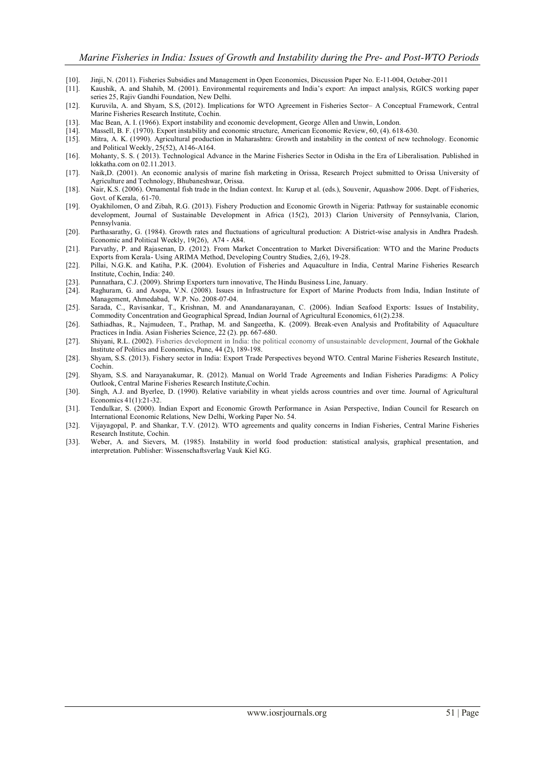[10]. Jinji, N. (2011). Fisheries Subsidies and Management in Open Economies, Discussion Paper No. E-11-004, October-2011

[11]. Kaushik, A. and Shahib, M. (2001). Environmental requirements and India's export: An impact analysis, RGICS working paper series 25, Rajiv Gandhi Foundation, New Delhi.

[12]. Kuruvila, A. and Shyam, S.S, (2012). Implications for WTO Agreement in Fisheries Sector– A Conceptual Framework, Central Marine Fisheries Research Institute, Cochin.

[13]. Mac Bean, A. I. (1966). Export instability and economic development, George Allen and Unwin, London.

[14]. Massell, B. F. (1970). Export instability and economic structure, American Economic Review, 60, (4). 618-630.

[15]. Mitra, A. K. (1990). Agricultural production in Maharashtra: Growth and instability in the context of new technology. Economic and Political Weekly, 25(52), A146-A164.

[16]. Mohanty, S. S. ( 2013). Technological Advance in the Marine Fisheries Sector in Odisha in the Era of Liberalisation. Published in lokkatha.com on 02.11.2013.

[17]. Naik,D. (2001). An economic analysis of marine fish marketing in Orissa, Research Project submitted to Orissa University of Agriculture and Technology, Bhubaneshwar, Orissa.

[18]. Nair, K.S. (2006). Ornamental fish trade in the Indian context. In: Kurup et al. (eds.), Souvenir, Aquashow 2006. Dept. of Fisheries, Govt. of Kerala, 61-70.

[19]. Oyakhilomen, O and Zibah, R.G. (2013). Fishery Production and Economic Growth in Nigeria: Pathway for sustainable economic development, Journal of Sustainable Development in Africa (15(2), 2013) Clarion University of Pennsylvania, Clarion, Pennsylvania.

[20]. Parthasarathy, G. (1984). Growth rates and fluctuations of agricultural production: A District-wise analysis in Andhra Pradesh. Economic and Political Weekly, 19(26), A74 - A84.

[21]. Parvathy, P. and Rajasenan, D. (2012). From Market Concentration to Market Diversification: WTO and the Marine Products Exports from Kerala- Using ARIMA Method, Developing Country Studies, 2,(6), 19-28.

[22]. Pillai, N.G.K. and Katiha, P.K. (2004). Evolution of Fisheries and Aquaculture in India, Central Marine Fisheries Research Institute, Cochin, India: 240.

[23]. Punnathara, C.J. (2009). Shrimp Exporters turn innovative, The Hindu Business Line, January.

[24]. Raghuram, G. and Asopa, V.N. (2008). Issues in Infrastructure for Export of Marine Products from India, Indian Institute of Management, Ahmedabad, W.P. No. 2008-07-04.

[25]. Sarada, C., Ravisankar, T., Krishnan, M. and Anandanarayanan, C. (2006). Indian Seafood Exports: Issues of Instability, Commodity Concentration and Geographical Spread, Indian Journal of Agricultural Economics, 61(2).238.

[26]. Sathiadhas, R., Najmudeen, T., Prathap, M. and Sangeetha, K. (2009). Break-even Analysis and Profitability of Aquaculture Practices in India. Asian Fisheries Science, 22 (2). pp. 667-680.

[27]. Shiyani, R.L. (2002). Fisheries development in India: the political economy of unsustainable development, Journal of the Gokhale Institute of Politics and Economics, Pune, 44 (2), 189-198.

[28]. Shyam, S.S. (2013). Fishery sector in India: Export Trade Perspectives beyond WTO. Central Marine Fisheries Research Institute, Cochin.

[29]. Shyam, S.S. and Narayanakumar, R. (2012). Manual on World Trade Agreements and Indian Fisheries Paradigms: A Policy Outlook, Central Marine Fisheries Research Institute,Cochin.

[30]. Singh, A.J. and Byerlee, D. (1990). Relative variability in wheat yields across countries and over time. Journal of Agricultural Economics 41(1):21-32.

[31]. Tendulkar, S. (2000). Indian Export and Economic Growth Performance in Asian Perspective, Indian Council for Research on International Economic Relations, New Delhi, Working Paper No. 54.

[32]. Vijayagopal, P. and Shankar, T.V. (2012). WTO agreements and quality concerns in Indian Fisheries, Central Marine Fisheries Research Institute, Cochin.

[33]. Weber, A. and Sievers, M. (1985). Instability in world food production: statistical analysis, graphical presentation, and interpretation. Publisher: Wissenschaftsverlag Vauk Kiel KG.